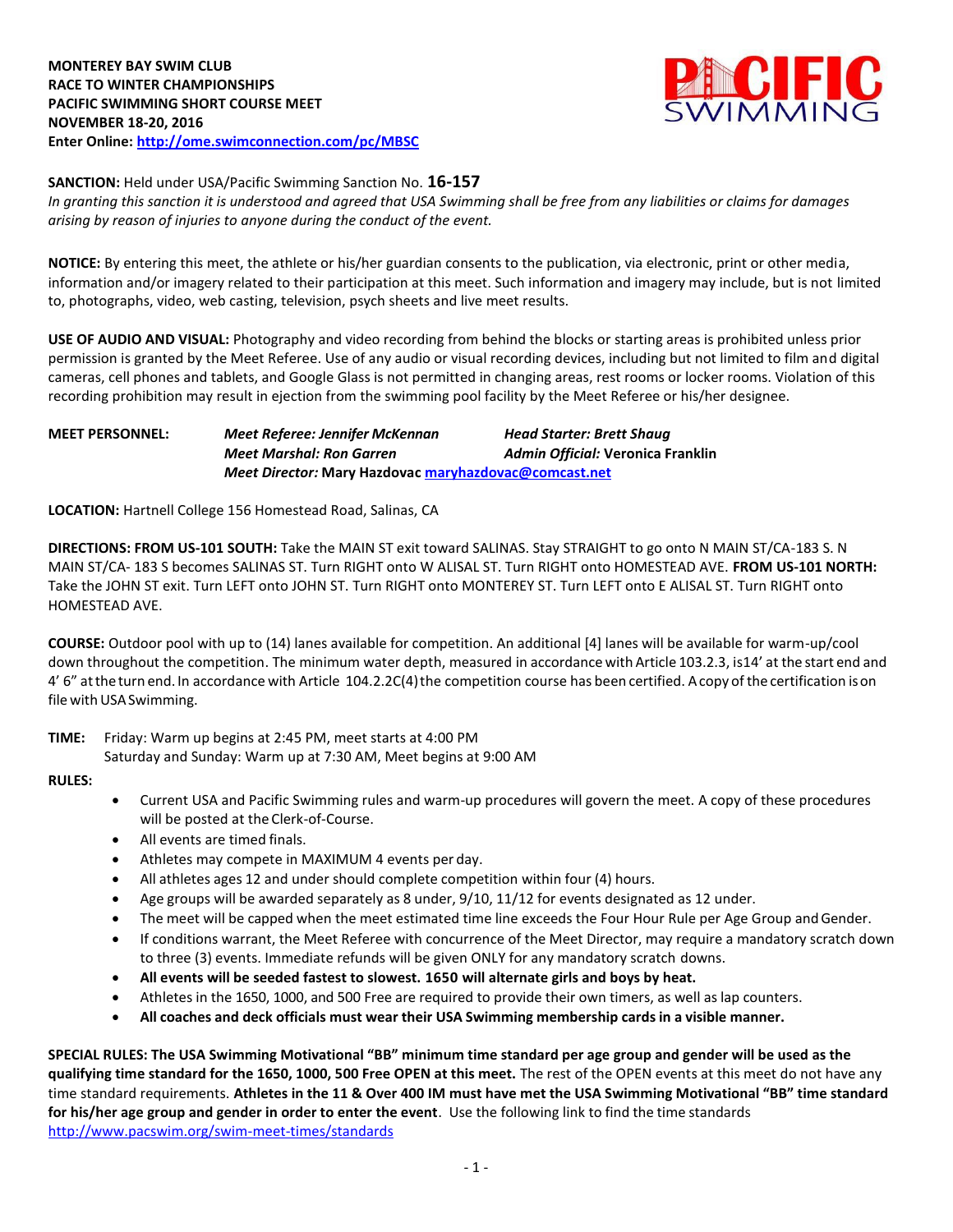**MONTEREY BAY SWIM CLUB**
**RACE TO WINTER CHAMPIONSHIPS**
**PACIFIC SWIMMING SHORT COURSE MEET**
**NOVEMBER 18-20, 2016**
**Enter Online: http://ome.swimconnection.com/pc/MBSC**

**SANCTION:** Held under USA/Pacific Swimming Sanction No. **16-157**
*In granting this sanction it is understood and agreed that USA Swimming shall be free from any liabilities or claims for damages arising by reason of injuries to anyone during the conduct of the event.*

**NOTICE:** By entering this meet, the athlete or his/her guardian consents to the publication, via electronic, print or other media, information and/or imagery related to their participation at this meet. Such information and imagery may include, but is not limited to, photographs, video, web casting, television, psych sheets and live meet results.

**USE OF AUDIO AND VISUAL:** Photography and video recording from behind the blocks or starting areas is prohibited unless prior permission is granted by the Meet Referee. Use of any audio or visual recording devices, including but not limited to film and digital cameras, cell phones and tablets, and Google Glass is not permitted in changing areas, rest rooms or locker rooms. Violation of this recording prohibition may result in ejection from the swimming pool facility by the Meet Referee or his/her designee.

**MEET PERSONNEL:** *Meet Referee: Jennifer McKennan* — *Head Starter: Brett Shaug*
*Meet Marshal: Ron Garren* — *Admin Official:* **Veronica Franklin**
*Meet Director:* **Mary Hazdovac maryhazdovac@comcast.net**

**LOCATION:** Hartnell College 156 Homestead Road, Salinas, CA

**DIRECTIONS: FROM US-101 SOUTH:** Take the MAIN ST exit toward SALINAS. Stay STRAIGHT to go onto N MAIN ST/CA-183 S. N MAIN ST/CA- 183 S becomes SALINAS ST. Turn RIGHT onto W ALISAL ST. Turn RIGHT onto HOMESTEAD AVE. **FROM US-101 NORTH:** Take the JOHN ST exit. Turn LEFT onto JOHN ST. Turn RIGHT onto MONTEREY ST. Turn LEFT onto E ALISAL ST. Turn RIGHT onto HOMESTEAD AVE.

**COURSE:** Outdoor pool with up to (14) lanes available for competition. An additional [4] lanes will be available for warm-up/cool down throughout the competition. The minimum water depth, measured in accordance with Article 103.2.3, is14' at the start end and 4' 6" at the turn end. In accordance with Article 104.2.2C(4) the competition course has been certified. A copy of the certification is on file with USA Swimming.

**TIME:** Friday: Warm up begins at 2:45 PM, meet starts at 4:00 PM
Saturday and Sunday: Warm up at 7:30 AM, Meet begins at 9:00 AM

**RULES:**

- Current USA and Pacific Swimming rules and warm-up procedures will govern the meet. A copy of these procedures will be posted at the Clerk-of-Course.
- All events are timed finals.
- Athletes may compete in MAXIMUM 4 events per day.
- All athletes ages 12 and under should complete competition within four (4) hours.
- Age groups will be awarded separately as 8 under, 9/10, 11/12 for events designated as 12 under.
- The meet will be capped when the meet estimated time line exceeds the Four Hour Rule per Age Group and Gender.
- If conditions warrant, the Meet Referee with concurrence of the Meet Director, may require a mandatory scratch down to three (3) events. Immediate refunds will be given ONLY for any mandatory scratch downs.
- **All events will be seeded fastest to slowest. 1650 will alternate girls and boys by heat.**
- Athletes in the 1650, 1000, and 500 Free are required to provide their own timers, as well as lap counters.
- **All coaches and deck officials must wear their USA Swimming membership cards in a visible manner.**

**SPECIAL RULES: The USA Swimming Motivational "BB" minimum time standard per age group and gender will be used as the qualifying time standard for the 1650, 1000, 500 Free OPEN at this meet.** The rest of the OPEN events at this meet do not have any time standard requirements. **Athletes in the 11 & Over 400 IM must have met the USA Swimming Motivational "BB" time standard for his/her age group and gender in order to enter the event**. Use the following link to find the time standards http://www.pacswim.org/swim-meet-times/standards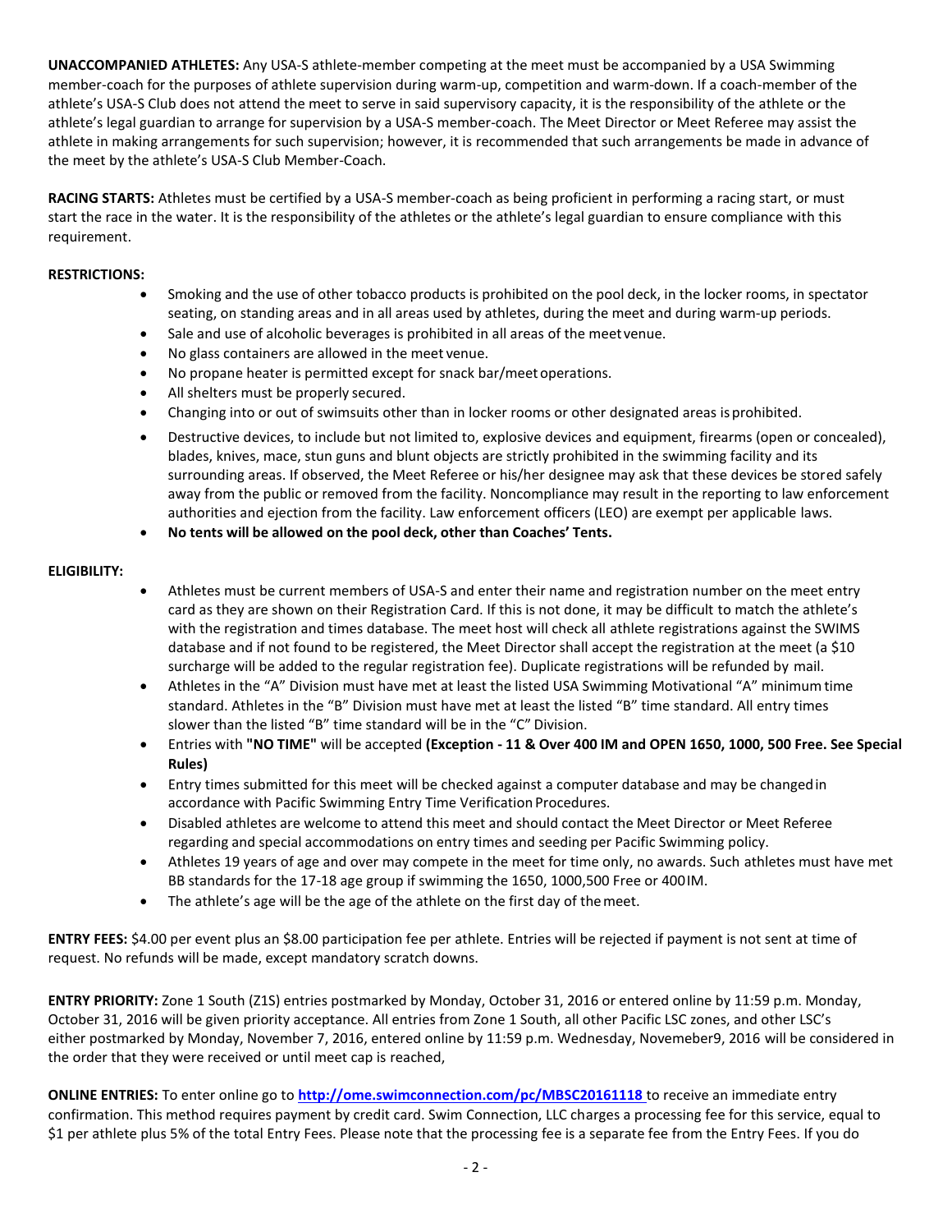**UNACCOMPANIED ATHLETES:** Any USA-S athlete-member competing at the meet must be accompanied by a USA Swimming member-coach for the purposes of athlete supervision during warm-up, competition and warm-down. If a coach-member of the athlete's USA-S Club does not attend the meet to serve in said supervisory capacity, it is the responsibility of the athlete or the athlete's legal guardian to arrange for supervision by a USA-S member-coach. The Meet Director or Meet Referee may assist the athlete in making arrangements for such supervision; however, it is recommended that such arrangements be made in advance of the meet by the athlete's USA-S Club Member-Coach.

**RACING STARTS:** Athletes must be certified by a USA-S member-coach as being proficient in performing a racing start, or must start the race in the water. It is the responsibility of the athletes or the athlete's legal guardian to ensure compliance with this requirement.

**RESTRICTIONS:**

- Smoking and the use of other tobacco products is prohibited on the pool deck, in the locker rooms, in spectator seating, on standing areas and in all areas used by athletes, during the meet and during warm-up periods.
- Sale and use of alcoholic beverages is prohibited in all areas of the meet venue.
- No glass containers are allowed in the meet venue.
- No propane heater is permitted except for snack bar/meet operations.
- All shelters must be properly secured.
- Changing into or out of swimsuits other than in locker rooms or other designated areas is prohibited.
- Destructive devices, to include but not limited to, explosive devices and equipment, firearms (open or concealed), blades, knives, mace, stun guns and blunt objects are strictly prohibited in the swimming facility and its surrounding areas. If observed, the Meet Referee or his/her designee may ask that these devices be stored safely away from the public or removed from the facility. Noncompliance may result in the reporting to law enforcement authorities and ejection from the facility. Law enforcement officers (LEO) are exempt per applicable laws.
- **No tents will be allowed on the pool deck, other than Coaches' Tents.**

**ELIGIBILITY:**

- Athletes must be current members of USA-S and enter their name and registration number on the meet entry card as they are shown on their Registration Card. If this is not done, it may be difficult to match the athlete's with the registration and times database. The meet host will check all athlete registrations against the SWIMS database and if not found to be registered, the Meet Director shall accept the registration at the meet (a $10 surcharge will be added to the regular registration fee). Duplicate registrations will be refunded by mail.
- Athletes in the "A" Division must have met at least the listed USA Swimming Motivational "A" minimum time standard. Athletes in the "B" Division must have met at least the listed "B" time standard. All entry times slower than the listed "B" time standard will be in the "C" Division.
- Entries with **"NO TIME"** will be accepted **(Exception - 11 & Over 400 IM and OPEN 1650, 1000, 500 Free. See Special Rules)**
- Entry times submitted for this meet will be checked against a computer database and may be changed in accordance with Pacific Swimming Entry Time Verification Procedures.
- Disabled athletes are welcome to attend this meet and should contact the Meet Director or Meet Referee regarding and special accommodations on entry times and seeding per Pacific Swimming policy.
- Athletes 19 years of age and over may compete in the meet for time only, no awards. Such athletes must have met BB standards for the 17-18 age group if swimming the 1650, 1000,500 Free or 400IM.
- The athlete's age will be the age of the athlete on the first day of the meet.

**ENTRY FEES:** $4.00 per event plus an $8.00 participation fee per athlete. Entries will be rejected if payment is not sent at time of request. No refunds will be made, except mandatory scratch downs.

**ENTRY PRIORITY:** Zone 1 South (Z1S) entries postmarked by Monday, October 31, 2016 or entered online by 11:59 p.m. Monday, October 31, 2016 will be given priority acceptance. All entries from Zone 1 South, all other Pacific LSC zones, and other LSC's either postmarked by Monday, November 7, 2016, entered online by 11:59 p.m. Wednesday, Novemeber9, 2016 will be considered in the order that they were received or until meet cap is reached,

**ONLINE ENTRIES:** To enter online go to **http://ome.swimconnection.com/pc/MBSC20161118** to receive an immediate entry confirmation. This method requires payment by credit card. Swim Connection, LLC charges a processing fee for this service, equal to $1 per athlete plus 5% of the total Entry Fees. Please note that the processing fee is a separate fee from the Entry Fees. If you do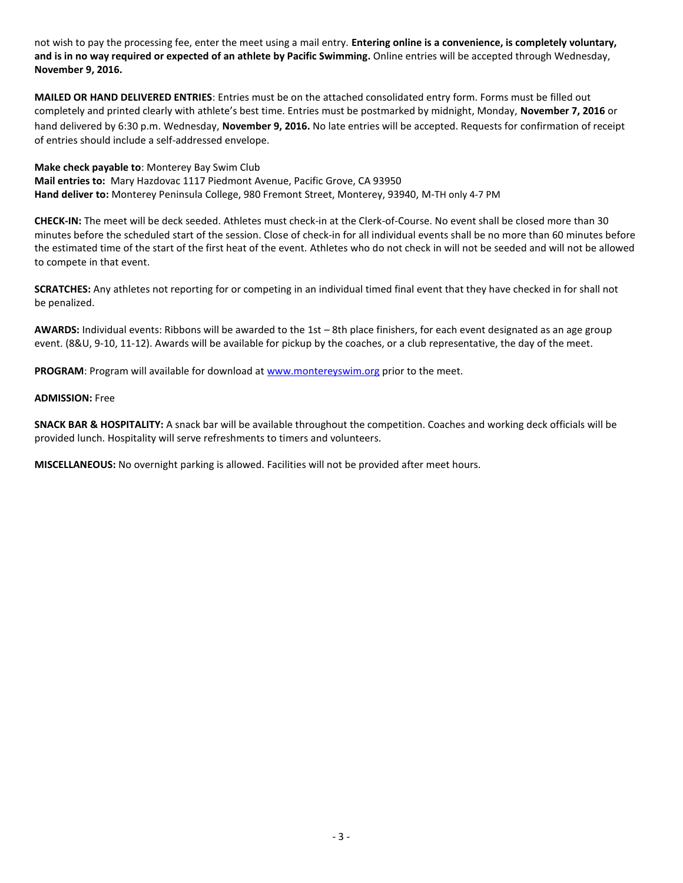not wish to pay the processing fee, enter the meet using a mail entry. **Entering online is a convenience, is completely voluntary, and is in no way required or expected of an athlete by Pacific Swimming.** Online entries will be accepted through Wednesday, **November 9, 2016.**

**MAILED OR HAND DELIVERED ENTRIES**: Entries must be on the attached consolidated entry form. Forms must be filled out completely and printed clearly with athlete's best time. Entries must be postmarked by midnight, Monday, **November 7, 2016** or hand delivered by 6:30 p.m. Wednesday, **November 9, 2016.** No late entries will be accepted. Requests for confirmation of receipt of entries should include a self-addressed envelope.

**Make check payable to**: Monterey Bay Swim Club
**Mail entries to:** Mary Hazdovac 1117 Piedmont Avenue, Pacific Grove, CA 93950
**Hand deliver to:** Monterey Peninsula College, 980 Fremont Street, Monterey, 93940, M-TH only 4-7 PM

**CHECK-IN:** The meet will be deck seeded. Athletes must check-in at the Clerk-of-Course. No event shall be closed more than 30 minutes before the scheduled start of the session. Close of check-in for all individual events shall be no more than 60 minutes before the estimated time of the start of the first heat of the event. Athletes who do not check in will not be seeded and will not be allowed to compete in that event.

**SCRATCHES:** Any athletes not reporting for or competing in an individual timed final event that they have checked in for shall not be penalized.

**AWARDS:** Individual events: Ribbons will be awarded to the 1st – 8th place finishers, for each event designated as an age group event. (8&U, 9-10, 11-12). Awards will be available for pickup by the coaches, or a club representative, the day of the meet.

**PROGRAM**: Program will available for download at www.montereyswim.org prior to the meet.

**ADMISSION:** Free

**SNACK BAR & HOSPITALITY:** A snack bar will be available throughout the competition. Coaches and working deck officials will be provided lunch. Hospitality will serve refreshments to timers and volunteers.

**MISCELLANEOUS:** No overnight parking is allowed. Facilities will not be provided after meet hours.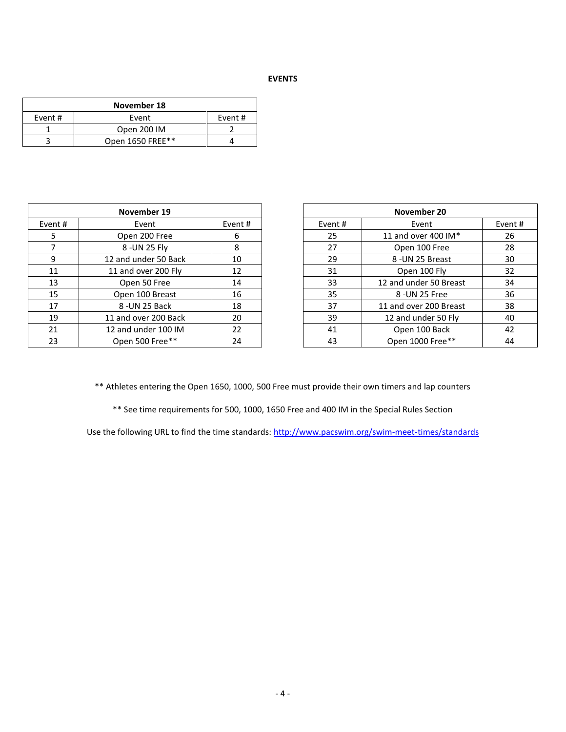## EVENTS

| November 18 | | |
|---|---|---|
| Event # | Event | Event # |
| 1 | Open 200 IM | 2 |
| 3 | Open 1650 FREE** | 4 |

| November 19 | | |
|---|---|---|
| Event # | Event | Event # |
| 5 | Open 200 Free | 6 |
| 7 | 8 -UN 25 Fly | 8 |
| 9 | 12 and under 50 Back | 10 |
| 11 | 11 and over 200 Fly | 12 |
| 13 | Open 50 Free | 14 |
| 15 | Open 100 Breast | 16 |
| 17 | 8 -UN 25 Back | 18 |
| 19 | 11 and over 200 Back | 20 |
| 21 | 12 and under 100 IM | 22 |
| 23 | Open 500 Free** | 24 |

| November 20 | | |
|---|---|---|
| Event # | Event | Event # |
| 25 | 11 and over 400 IM* | 26 |
| 27 | Open 100 Free | 28 |
| 29 | 8 -UN 25 Breast | 30 |
| 31 | Open 100 Fly | 32 |
| 33 | 12 and under 50 Breast | 34 |
| 35 | 8 -UN 25 Free | 36 |
| 37 | 11 and over 200 Breast | 38 |
| 39 | 12 and under 50 Fly | 40 |
| 41 | Open 100 Back | 42 |
| 43 | Open 1000 Free** | 44 |

** Athletes entering the Open 1650, 1000, 500 Free must provide their own timers and lap counters

** See time requirements for 500, 1000, 1650 Free and 400 IM in the Special Rules Section

Use the following URL to find the time standards: [http://www.pacswim.org/swim-meet-times/standards](http://www.pacswim.org/swim-meet-times/standards)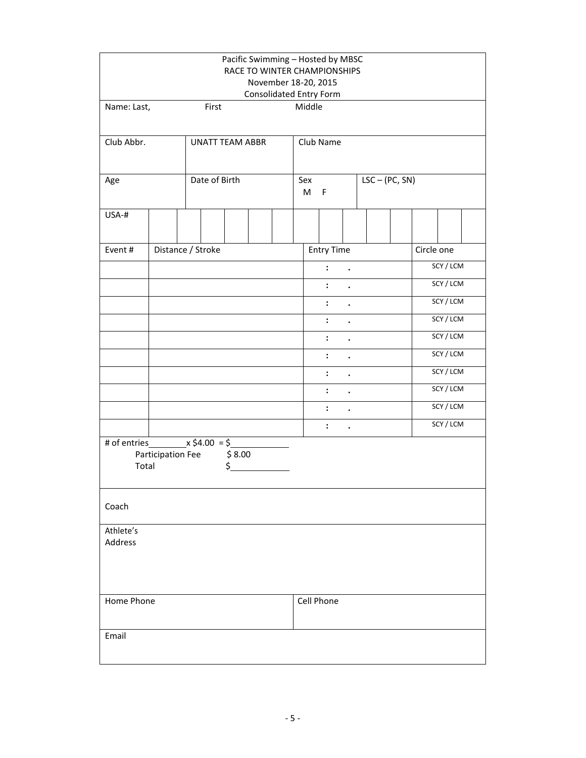Pacific Swimming – Hosted by MBSC
RACE TO WINTER CHAMPIONSHIPS
November 18-20, 2015
Consolidated Entry Form

| | | | |
|---|---|---|---|
| Name: Last, | First | Middle | |
| Club Abbr. | UNATT TEAM ABBR | Club Name | |
| Age | Date of Birth | Sex M F | LSC – (PC, SN) |
| USA-# | | | |

| Event # | Distance / Stroke | Entry Time | Circle one |
|---|---|---|---|
| | | : . | SCY / LCM |
| | | : . | SCY / LCM |
| | | : . | SCY / LCM |
| | | : . | SCY / LCM |
| | | : . | SCY / LCM |
| | | : . | SCY / LCM |
| | | : . | SCY / LCM |
| | | : . | SCY / LCM |
| | | : . | SCY / LCM |
| | | : . | SCY / LCM |

# of entries________x $4.00 = $____________
Participation Fee $ 8.00
Total $____________

| | |
|---|---|
| Coach | |
| Athlete's Address | |
| Home Phone | Cell Phone |
| Email | |